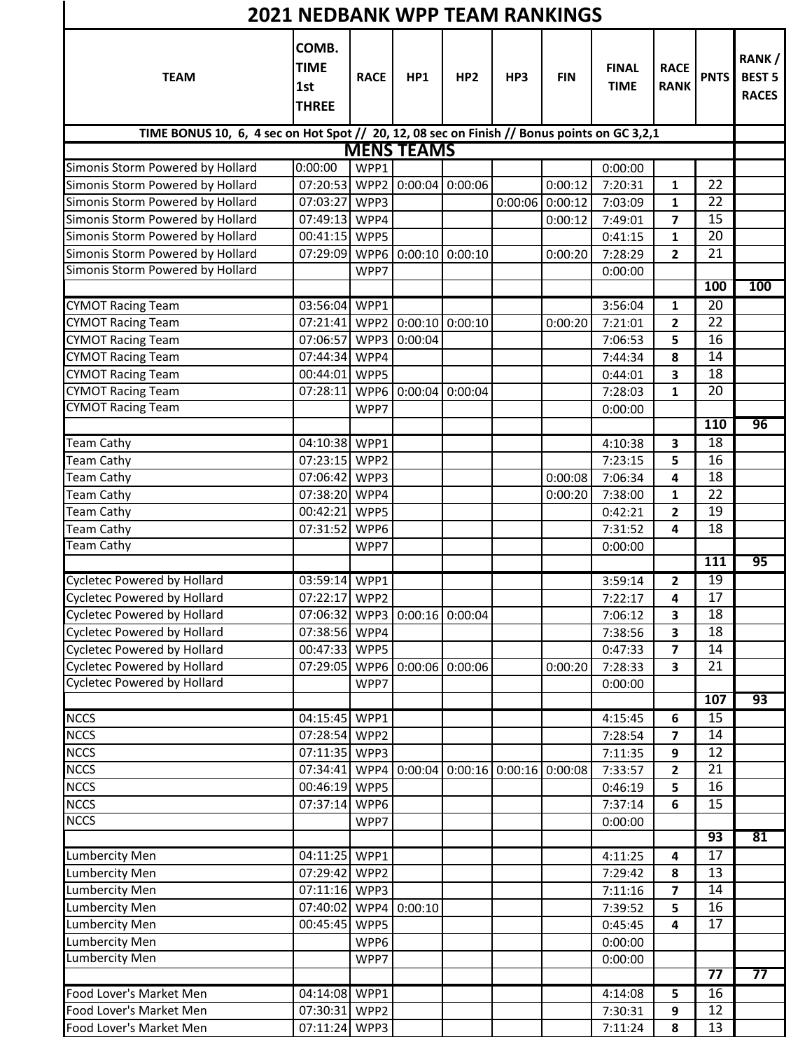# 2021 NEDBANK WPP TEAM RANKINGS

| TEAM | COMB. TIME 1st THREE | RACE | HP1 | HP2 | HP3 | FIN | FINAL TIME | RACE RANK | PNTS | RANK / BEST 5 RACES |
|---|---|---|---|---|---|---|---|---|---|---|
| TIME BONUS 10, 6, 4 sec on Hot Spot // 20, 12, 08 sec on Finish // Bonus points on GC 3,2,1 | | | | | | | | | | |
| **MENS TEAMS** | | | | | | | | | | |
| Simonis Storm Powered by Hollard | 0:00:00 | WPP1 | | | | | 0:00:00 | | | |
| Simonis Storm Powered by Hollard | 07:20:53 | WPP2 | 0:00:04 | 0:00:06 | | 0:00:12 | 7:20:31 | 1 | 22 | |
| Simonis Storm Powered by Hollard | 07:03:27 | WPP3 | | | 0:00:06 | 0:00:12 | 7:03:09 | 1 | 22 | |
| Simonis Storm Powered by Hollard | 07:49:13 | WPP4 | | | | 0:00:12 | 7:49:01 | 7 | 15 | |
| Simonis Storm Powered by Hollard | 00:41:15 | WPP5 | | | | | 0:41:15 | 1 | 20 | |
| Simonis Storm Powered by Hollard | 07:29:09 | WPP6 | 0:00:10 | 0:00:10 | | 0:00:20 | 7:28:29 | 2 | 21 | |
| Simonis Storm Powered by Hollard | | WPP7 | | | | | 0:00:00 | | | |
| | | | | | | | | | **100** | **100** |
| CYMOT Racing Team | 03:56:04 | WPP1 | | | | | 3:56:04 | 1 | 20 | |
| CYMOT Racing Team | 07:21:41 | WPP2 | 0:00:10 | 0:00:10 | | 0:00:20 | 7:21:01 | 2 | 22 | |
| CYMOT Racing Team | 07:06:57 | WPP3 | 0:00:04 | | | | 7:06:53 | 5 | 16 | |
| CYMOT Racing Team | 07:44:34 | WPP4 | | | | | 7:44:34 | 8 | 14 | |
| CYMOT Racing Team | 00:44:01 | WPP5 | | | | | 0:44:01 | 3 | 18 | |
| CYMOT Racing Team | 07:28:11 | WPP6 | 0:00:04 | 0:00:04 | | | 7:28:03 | 1 | 20 | |
| CYMOT Racing Team | | WPP7 | | | | | 0:00:00 | | | |
| | | | | | | | | | **110** | **96** |
| Team Cathy | 04:10:38 | WPP1 | | | | | 4:10:38 | 3 | 18 | |
| Team Cathy | 07:23:15 | WPP2 | | | | | 7:23:15 | 5 | 16 | |
| Team Cathy | 07:06:42 | WPP3 | | | | 0:00:08 | 7:06:34 | 4 | 18 | |
| Team Cathy | 07:38:20 | WPP4 | | | | 0:00:20 | 7:38:00 | 1 | 22 | |
| Team Cathy | 00:42:21 | WPP5 | | | | | 0:42:21 | 2 | 19 | |
| Team Cathy | 07:31:52 | WPP6 | | | | | 7:31:52 | 4 | 18 | |
| Team Cathy | | WPP7 | | | | | 0:00:00 | | | |
| | | | | | | | | | **111** | **95** |
| Cycletec Powered by Hollard | 03:59:14 | WPP1 | | | | | 3:59:14 | 2 | 19 | |
| Cycletec Powered by Hollard | 07:22:17 | WPP2 | | | | | 7:22:17 | 4 | 17 | |
| Cycletec Powered by Hollard | 07:06:32 | WPP3 | 0:00:16 | 0:00:04 | | | 7:06:12 | 3 | 18 | |
| Cycletec Powered by Hollard | 07:38:56 | WPP4 | | | | | 7:38:56 | 3 | 18 | |
| Cycletec Powered by Hollard | 00:47:33 | WPP5 | | | | | 0:47:33 | 7 | 14 | |
| Cycletec Powered by Hollard | 07:29:05 | WPP6 | 0:00:06 | 0:00:06 | | 0:00:20 | 7:28:33 | 3 | 21 | |
| Cycletec Powered by Hollard | | WPP7 | | | | | 0:00:00 | | | |
| | | | | | | | | | **107** | **93** |
| NCCS | 04:15:45 | WPP1 | | | | | 4:15:45 | 6 | 15 | |
| NCCS | 07:28:54 | WPP2 | | | | | 7:28:54 | 7 | 14 | |
| NCCS | 07:11:35 | WPP3 | | | | | 7:11:35 | 9 | 12 | |
| NCCS | 07:34:41 | WPP4 | 0:00:04 | 0:00:16 | 0:00:16 | 0:00:08 | 7:33:57 | 2 | 21 | |
| NCCS | 00:46:19 | WPP5 | | | | | 0:46:19 | 5 | 16 | |
| NCCS | 07:37:14 | WPP6 | | | | | 7:37:14 | 6 | 15 | |
| NCCS | | WPP7 | | | | | 0:00:00 | | | |
| | | | | | | | | | **93** | **81** |
| Lumbercity Men | 04:11:25 | WPP1 | | | | | 4:11:25 | 4 | 17 | |
| Lumbercity Men | 07:29:42 | WPP2 | | | | | 7:29:42 | 8 | 13 | |
| Lumbercity Men | 07:11:16 | WPP3 | | | | | 7:11:16 | 7 | 14 | |
| Lumbercity Men | 07:40:02 | WPP4 | 0:00:10 | | | | 7:39:52 | 5 | 16 | |
| Lumbercity Men | 00:45:45 | WPP5 | | | | | 0:45:45 | 4 | 17 | |
| Lumbercity Men | | WPP6 | | | | | 0:00:00 | | | |
| Lumbercity Men | | WPP7 | | | | | 0:00:00 | | | |
| | | | | | | | | | **77** | **77** |
| Food Lover's Market Men | 04:14:08 | WPP1 | | | | | 4:14:08 | 5 | 16 | |
| Food Lover's Market Men | 07:30:31 | WPP2 | | | | | 7:30:31 | 9 | 12 | |
| Food Lover's Market Men | 07:11:24 | WPP3 | | | | | 7:11:24 | 8 | 13 | |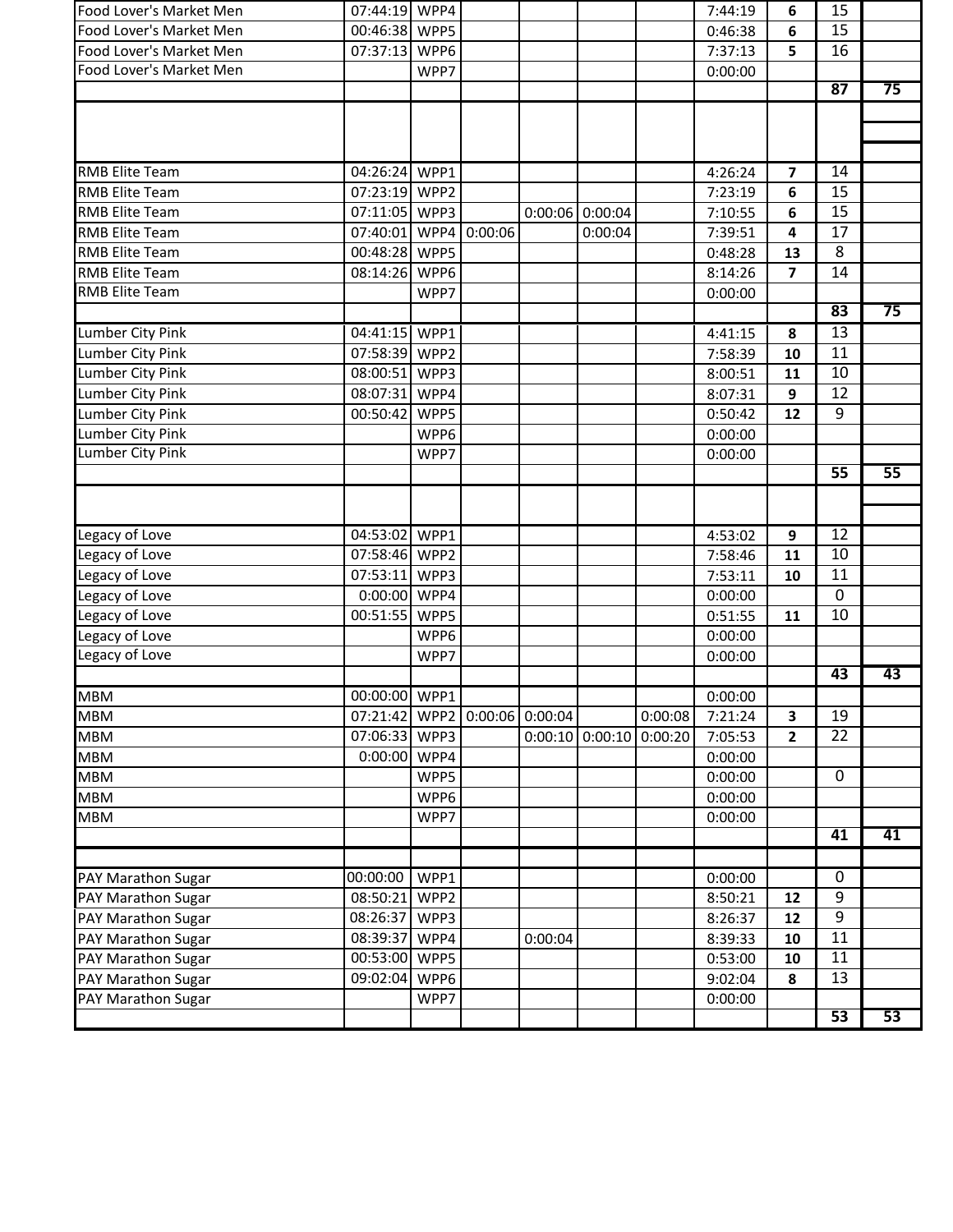| | | | | | | | | | | |
|---|---|---|---|---|---|---|---|---|---|---|
| Food Lover's Market Men | 07:44:19 | WPP4 | | | | | 7:44:19 | **6** | 15 | |
| Food Lover's Market Men | 00:46:38 | WPP5 | | | | | 0:46:38 | **6** | 15 | |
| Food Lover's Market Men | 07:37:13 | WPP6 | | | | | 7:37:13 | **5** | 16 | |
| Food Lover's Market Men | | WPP7 | | | | | 0:00:00 | | | |
| | | | | | | | | | **87** | **75** |
| | | | | | | | | | | |
| RMB Elite Team | 04:26:24 | WPP1 | | | | | 4:26:24 | **7** | 14 | |
| RMB Elite Team | 07:23:19 | WPP2 | | | | | 7:23:19 | **6** | 15 | |
| RMB Elite Team | 07:11:05 | WPP3 | | 0:00:06 | 0:00:04 | | 7:10:55 | **6** | 15 | |
| RMB Elite Team | 07:40:01 | WPP4 | 0:00:06 | | 0:00:04 | | 7:39:51 | **4** | 17 | |
| RMB Elite Team | 00:48:28 | WPP5 | | | | | 0:48:28 | **13** | 8 | |
| RMB Elite Team | 08:14:26 | WPP6 | | | | | 8:14:26 | **7** | 14 | |
| RMB Elite Team | | WPP7 | | | | | 0:00:00 | | | |
| | | | | | | | | | **83** | **75** |
| Lumber City Pink | 04:41:15 | WPP1 | | | | | 4:41:15 | **8** | 13 | |
| Lumber City Pink | 07:58:39 | WPP2 | | | | | 7:58:39 | **10** | 11 | |
| Lumber City Pink | 08:00:51 | WPP3 | | | | | 8:00:51 | **11** | 10 | |
| Lumber City Pink | 08:07:31 | WPP4 | | | | | 8:07:31 | **9** | 12 | |
| Lumber City Pink | 00:50:42 | WPP5 | | | | | 0:50:42 | **12** | 9 | |
| Lumber City Pink | | WPP6 | | | | | 0:00:00 | | | |
| Lumber City Pink | | WPP7 | | | | | 0:00:00 | | | |
| | | | | | | | | | **55** | **55** |
| | | | | | | | | | | |
| Legacy of Love | 04:53:02 | WPP1 | | | | | 4:53:02 | **9** | 12 | |
| Legacy of Love | 07:58:46 | WPP2 | | | | | 7:58:46 | **11** | 10 | |
| Legacy of Love | 07:53:11 | WPP3 | | | | | 7:53:11 | **10** | 11 | |
| Legacy of Love | 0:00:00 | WPP4 | | | | | 0:00:00 | | 0 | |
| Legacy of Love | 00:51:55 | WPP5 | | | | | 0:51:55 | **11** | 10 | |
| Legacy of Love | | WPP6 | | | | | 0:00:00 | | | |
| Legacy of Love | | WPP7 | | | | | 0:00:00 | | | |
| | | | | | | | | | **43** | **43** |
| MBM | 00:00:00 | WPP1 | | | | | 0:00:00 | | | |
| MBM | 07:21:42 | WPP2 | 0:00:06 | 0:00:04 | | 0:00:08 | 7:21:24 | **3** | 19 | |
| MBM | 07:06:33 | WPP3 | | 0:00:10 | 0:00:10 | 0:00:20 | 7:05:53 | **2** | 22 | |
| MBM | 0:00:00 | WPP4 | | | | | 0:00:00 | | | |
| MBM | | WPP5 | | | | | 0:00:00 | | 0 | |
| MBM | | WPP6 | | | | | 0:00:00 | | | |
| MBM | | WPP7 | | | | | 0:00:00 | | | |
| | | | | | | | | | **41** | **41** |
| | | | | | | | | | | |
| PAY Marathon Sugar | 00:00:00 | WPP1 | | | | | 0:00:00 | | 0 | |
| PAY Marathon Sugar | 08:50:21 | WPP2 | | | | | 8:50:21 | **12** | 9 | |
| PAY Marathon Sugar | 08:26:37 | WPP3 | | | | | 8:26:37 | **12** | 9 | |
| PAY Marathon Sugar | 08:39:37 | WPP4 | | 0:00:04 | | | 8:39:33 | **10** | 11 | |
| PAY Marathon Sugar | 00:53:00 | WPP5 | | | | | 0:53:00 | **10** | 11 | |
| PAY Marathon Sugar | 09:02:04 | WPP6 | | | | | 9:02:04 | **8** | 13 | |
| PAY Marathon Sugar | | WPP7 | | | | | 0:00:00 | | | |
| | | | | | | | | | **53** | **53** |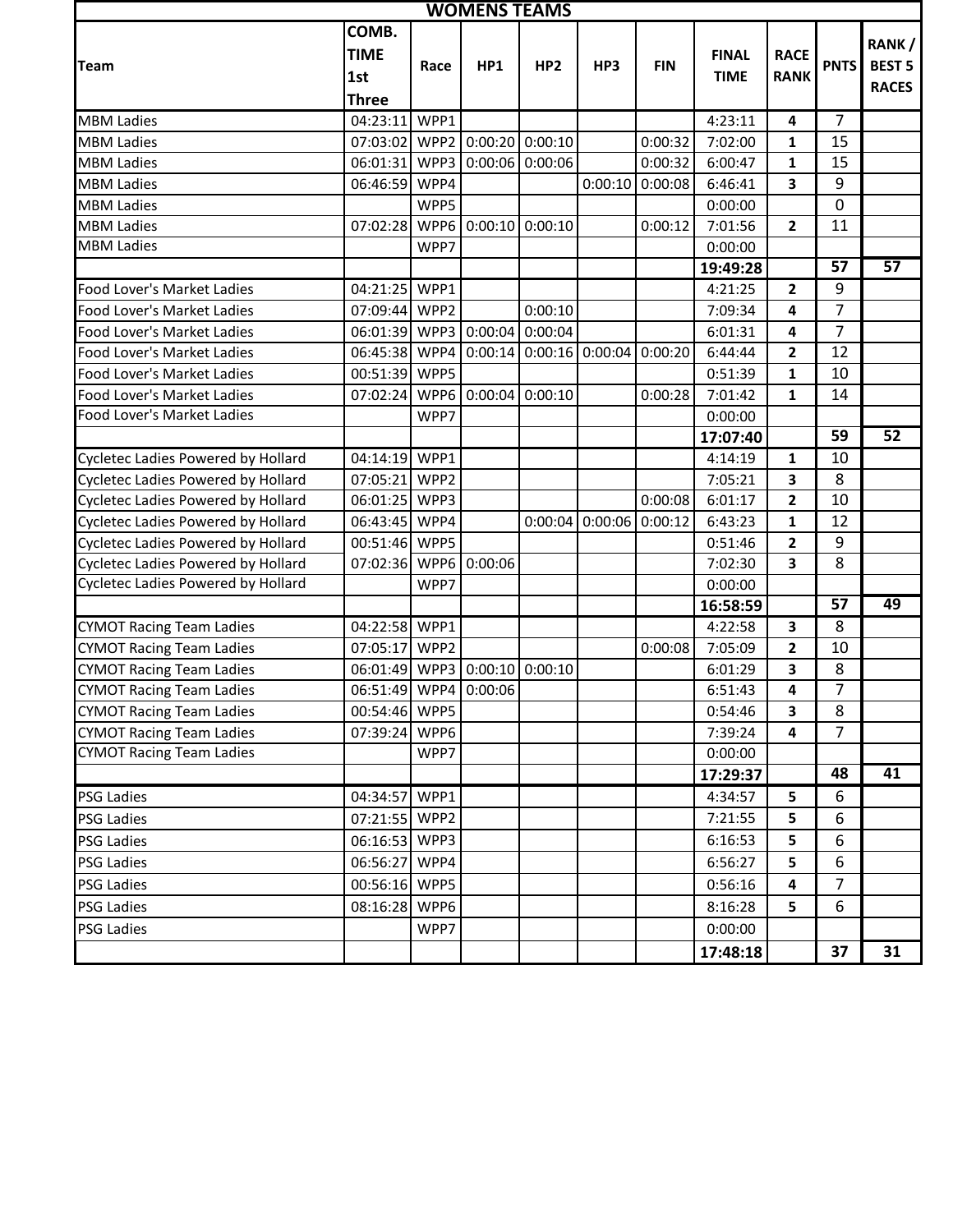## WOMENS TEAMS

| Team | COMB. TIME 1st Three | Race | HP1 | HP2 | HP3 | FIN | FINAL TIME | RACE RANK | PNTS | RANK / BEST 5 RACES |
|---|---|---|---|---|---|---|---|---|---|---|
| MBM Ladies | 04:23:11 | WPP1 | | | | | 4:23:11 | 4 | 7 | |
| MBM Ladies | 07:03:02 | WPP2 | 0:00:20 | 0:00:10 | | 0:00:32 | 7:02:00 | 1 | 15 | |
| MBM Ladies | 06:01:31 | WPP3 | 0:00:06 | 0:00:06 | | 0:00:32 | 6:00:47 | 1 | 15 | |
| MBM Ladies | 06:46:59 | WPP4 | | | 0:00:10 | 0:00:08 | 6:46:41 | 3 | 9 | |
| MBM Ladies | | WPP5 | | | | | 0:00:00 | | 0 | |
| MBM Ladies | 07:02:28 | WPP6 | 0:00:10 | 0:00:10 | | 0:00:12 | 7:01:56 | 2 | 11 | |
| MBM Ladies | | WPP7 | | | | | 0:00:00 | | | |
| | | | | | | | **19:49:28** | | **57** | **57** |
| Food Lover's Market Ladies | 04:21:25 | WPP1 | | | | | 4:21:25 | 2 | 9 | |
| Food Lover's Market Ladies | 07:09:44 | WPP2 | | 0:00:10 | | | 7:09:34 | 4 | 7 | |
| Food Lover's Market Ladies | 06:01:39 | WPP3 | 0:00:04 | 0:00:04 | | | 6:01:31 | 4 | 7 | |
| Food Lover's Market Ladies | 06:45:38 | WPP4 | 0:00:14 | 0:00:16 | 0:00:04 | 0:00:20 | 6:44:44 | 2 | 12 | |
| Food Lover's Market Ladies | 00:51:39 | WPP5 | | | | | 0:51:39 | 1 | 10 | |
| Food Lover's Market Ladies | 07:02:24 | WPP6 | 0:00:04 | 0:00:10 | | 0:00:28 | 7:01:42 | 1 | 14 | |
| Food Lover's Market Ladies | | WPP7 | | | | | 0:00:00 | | | |
| | | | | | | | **17:07:40** | | **59** | **52** |
| Cycletec Ladies Powered by Hollard | 04:14:19 | WPP1 | | | | | 4:14:19 | 1 | 10 | |
| Cycletec Ladies Powered by Hollard | 07:05:21 | WPP2 | | | | | 7:05:21 | 3 | 8 | |
| Cycletec Ladies Powered by Hollard | 06:01:25 | WPP3 | | | | 0:00:08 | 6:01:17 | 2 | 10 | |
| Cycletec Ladies Powered by Hollard | 06:43:45 | WPP4 | | 0:00:04 | 0:00:06 | 0:00:12 | 6:43:23 | 1 | 12 | |
| Cycletec Ladies Powered by Hollard | 00:51:46 | WPP5 | | | | | 0:51:46 | 2 | 9 | |
| Cycletec Ladies Powered by Hollard | 07:02:36 | WPP6 | 0:00:06 | | | | 7:02:30 | 3 | 8 | |
| Cycletec Ladies Powered by Hollard | | WPP7 | | | | | 0:00:00 | | | |
| | | | | | | | **16:58:59** | | **57** | **49** |
| CYMOT Racing Team Ladies | 04:22:58 | WPP1 | | | | | 4:22:58 | 3 | 8 | |
| CYMOT Racing Team Ladies | 07:05:17 | WPP2 | | | | 0:00:08 | 7:05:09 | 2 | 10 | |
| CYMOT Racing Team Ladies | 06:01:49 | WPP3 | 0:00:10 | 0:00:10 | | | 6:01:29 | 3 | 8 | |
| CYMOT Racing Team Ladies | 06:51:49 | WPP4 | 0:00:06 | | | | 6:51:43 | 4 | 7 | |
| CYMOT Racing Team Ladies | 00:54:46 | WPP5 | | | | | 0:54:46 | 3 | 8 | |
| CYMOT Racing Team Ladies | 07:39:24 | WPP6 | | | | | 7:39:24 | 4 | 7 | |
| CYMOT Racing Team Ladies | | WPP7 | | | | | 0:00:00 | | | |
| | | | | | | | **17:29:37** | | **48** | **41** |
| PSG Ladies | 04:34:57 | WPP1 | | | | | 4:34:57 | 5 | 6 | |
| PSG Ladies | 07:21:55 | WPP2 | | | | | 7:21:55 | 5 | 6 | |
| PSG Ladies | 06:16:53 | WPP3 | | | | | 6:16:53 | 5 | 6 | |
| PSG Ladies | 06:56:27 | WPP4 | | | | | 6:56:27 | 5 | 6 | |
| PSG Ladies | 00:56:16 | WPP5 | | | | | 0:56:16 | 4 | 7 | |
| PSG Ladies | 08:16:28 | WPP6 | | | | | 8:16:28 | 5 | 6 | |
| PSG Ladies | | WPP7 | | | | | 0:00:00 | | | |
| | | | | | | | **17:48:18** | | **37** | **31** |